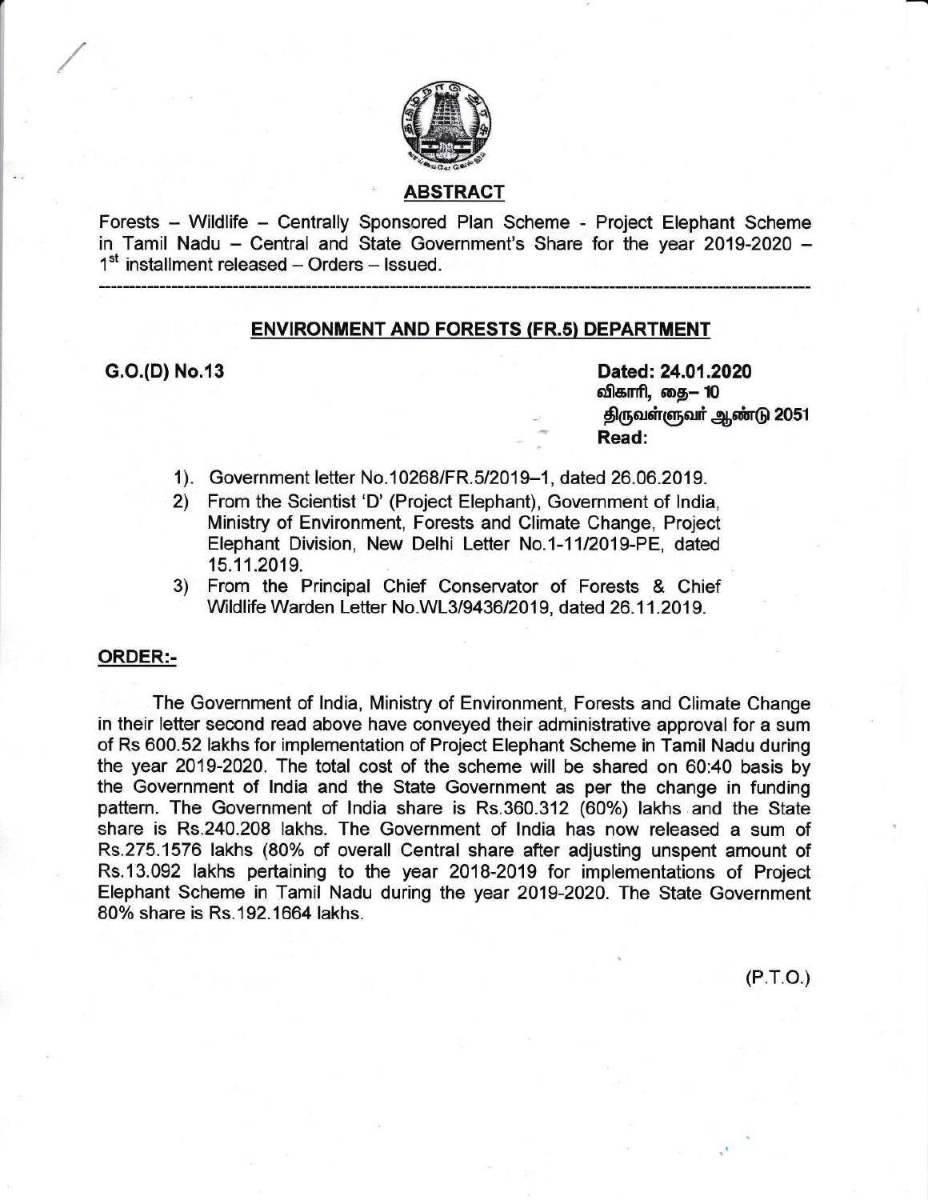## ABSTRACT

Forests – Wildlife – Centrally Sponsored Plan Scheme - Project Elephant Scheme in Tamil Nadu – Central and State Government's Share for the year 2019-2020 – 1st installment released – Orders – Issued.

---

## ENVIRONMENT AND FORESTS (FR.5) DEPARTMENT

**G.O.(D) No.13**

**Dated: 24.01.2020**
**விகாரி, தை– 10**
**திருவள்ளுவர் ஆண்டு 2051**
**Read:**

1). Government letter No.10268/FR.5/2019–1, dated 26.06.2019.

2) From the Scientist 'D' (Project Elephant), Government of India, Ministry of Environment, Forests and Climate Change, Project Elephant Division, New Delhi Letter No.1-11/2019-PE, dated 15.11.2019.

3) From the Principal Chief Conservator of Forests & Chief Wildlife Warden Letter No.WL3/9436/2019, dated 26.11.2019.

**ORDER:-**

The Government of India, Ministry of Environment, Forests and Climate Change in their letter second read above have conveyed their administrative approval for a sum of Rs 600.52 lakhs for implementation of Project Elephant Scheme in Tamil Nadu during the year 2019-2020. The total cost of the scheme will be shared on 60:40 basis by the Government of India and the State Government as per the change in funding pattern. The Government of India share is Rs.360.312 (60%) lakhs and the State share is Rs.240.208 lakhs. The Government of India has now released a sum of Rs.275.1576 lakhs (80% of overall Central share after adjusting unspent amount of Rs.13.092 lakhs pertaining to the year 2018-2019 for implementations of Project Elephant Scheme in Tamil Nadu during the year 2019-2020. The State Government 80% share is Rs.192.1664 lakhs.

(P.T.O.)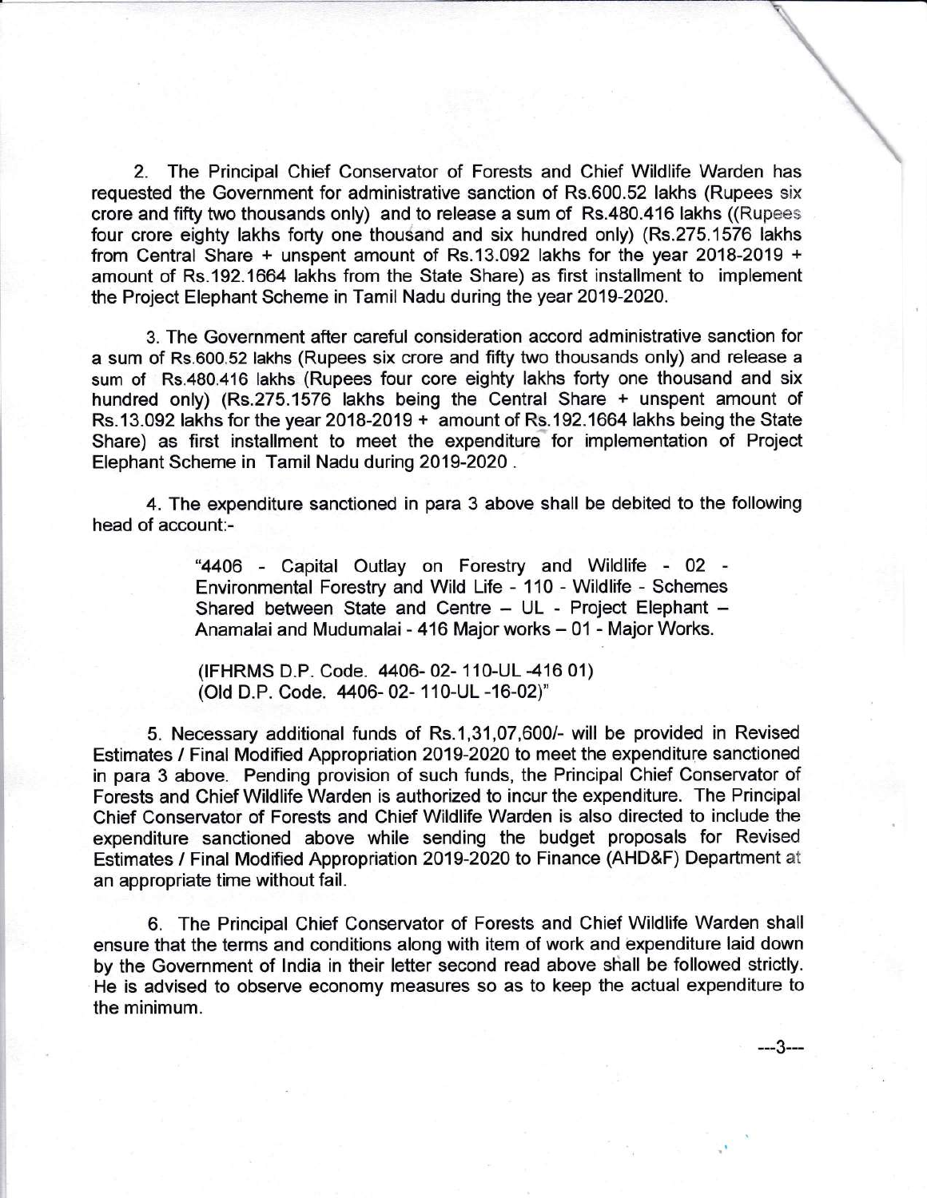2. The Principal Chief Conservator of Forests and Chief Wildlife Warden has requested the Government for administrative sanction of Rs.600.52 lakhs (Rupees six crore and fifty two thousands only) and to release a sum of Rs.480.416 lakhs ((Rupees four crore eighty lakhs forty one thousand and six hundred only) (Rs.275.1576 lakhs from Central Share + unspent amount of Rs.13.092 lakhs for the year 2018-2019 + amount of Rs.192.1664 lakhs from the State Share) as first installment to implement the Project Elephant Scheme in Tamil Nadu during the year 2019-2020.

3. The Government after careful consideration accord administrative sanction for a sum of Rs.600.52 lakhs (Rupees six crore and fifty two thousands only) and release a sum of Rs.480.416 lakhs (Rupees four core eighty lakhs forty one thousand and six hundred only) (Rs.275.1576 lakhs being the Central Share + unspent amount of Rs.13.092 lakhs for the year 2018-2019 + amount of Rs.192.1664 lakhs being the State Share) as first installment to meet the expenditure for implementation of Project Elephant Scheme in Tamil Nadu during 2019-2020 .

4. The expenditure sanctioned in para 3 above shall be debited to the following head of account:-

> "4406 - Capital Outlay on Forestry and Wildlife - 02 - Environmental Forestry and Wild Life - 110 - Wildlife - Schemes Shared between State and Centre – UL - Project Elephant – Anamalai and Mudumalai - 416 Major works – 01 - Major Works.
>
> (IFHRMS D.P. Code. 4406- 02- 110-UL -416 01)
> (Old D.P. Code. 4406- 02- 110-UL -16-02)"

5. Necessary additional funds of Rs.1,31,07,600/- will be provided in Revised Estimates / Final Modified Appropriation 2019-2020 to meet the expenditure sanctioned in para 3 above. Pending provision of such funds, the Principal Chief Conservator of Forests and Chief Wildlife Warden is authorized to incur the expenditure. The Principal Chief Conservator of Forests and Chief Wildlife Warden is also directed to include the expenditure sanctioned above while sending the budget proposals for Revised Estimates / Final Modified Appropriation 2019-2020 to Finance (AHD&F) Department at an appropriate time without fail.

6. The Principal Chief Conservator of Forests and Chief Wildlife Warden shall ensure that the terms and conditions along with item of work and expenditure laid down by the Government of India in their letter second read above shall be followed strictly. He is advised to observe economy measures so as to keep the actual expenditure to the minimum.

---3---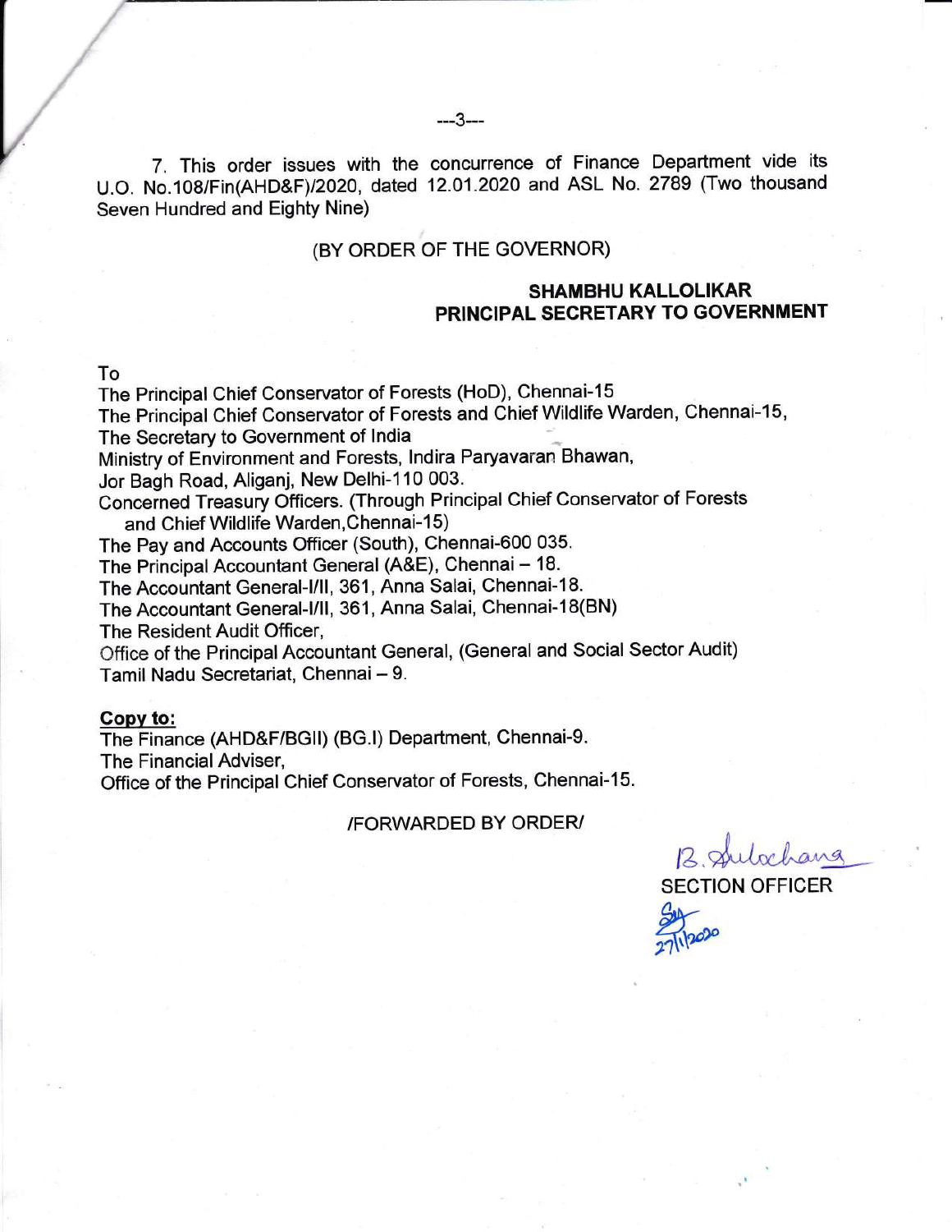7. This order issues with the concurrence of Finance Department vide its U.O. No.108/Fin(AHD&F)/2020, dated 12.01.2020 and ASL No. 2789 (Two thousand Seven Hundred and Eighty Nine)

(BY ORDER OF THE GOVERNOR)

**SHAMBHU KALLOLIKAR**
**PRINCIPAL SECRETARY TO GOVERNMENT**

To
The Principal Chief Conservator of Forests (HoD), Chennai-15
The Principal Chief Conservator of Forests and Chief Wildlife Warden, Chennai-15,
The Secretary to Government of India
Ministry of Environment and Forests, Indira Paryavaran Bhawan,
Jor Bagh Road, Aliganj, New Delhi-110 003.
Concerned Treasury Officers. (Through Principal Chief Conservator of Forests and Chief Wildlife Warden,Chennai-15)
The Pay and Accounts Officer (South), Chennai-600 035.
The Principal Accountant General (A&E), Chennai – 18.
The Accountant General-I/II, 361, Anna Salai, Chennai-18.
The Accountant General-I/II, 361, Anna Salai, Chennai-18(BN)
The Resident Audit Officer,
Office of the Principal Accountant General, (General and Social Sector Audit)
Tamil Nadu Secretariat, Chennai – 9.

**Copy to:**
The Finance (AHD&F/BGII) (BG.I) Department, Chennai-9.
The Financial Adviser,
Office of the Principal Chief Conservator of Forests, Chennai-15.

/FORWARDED BY ORDER/

B. Sulochana
SECTION OFFICER
27/1/2020